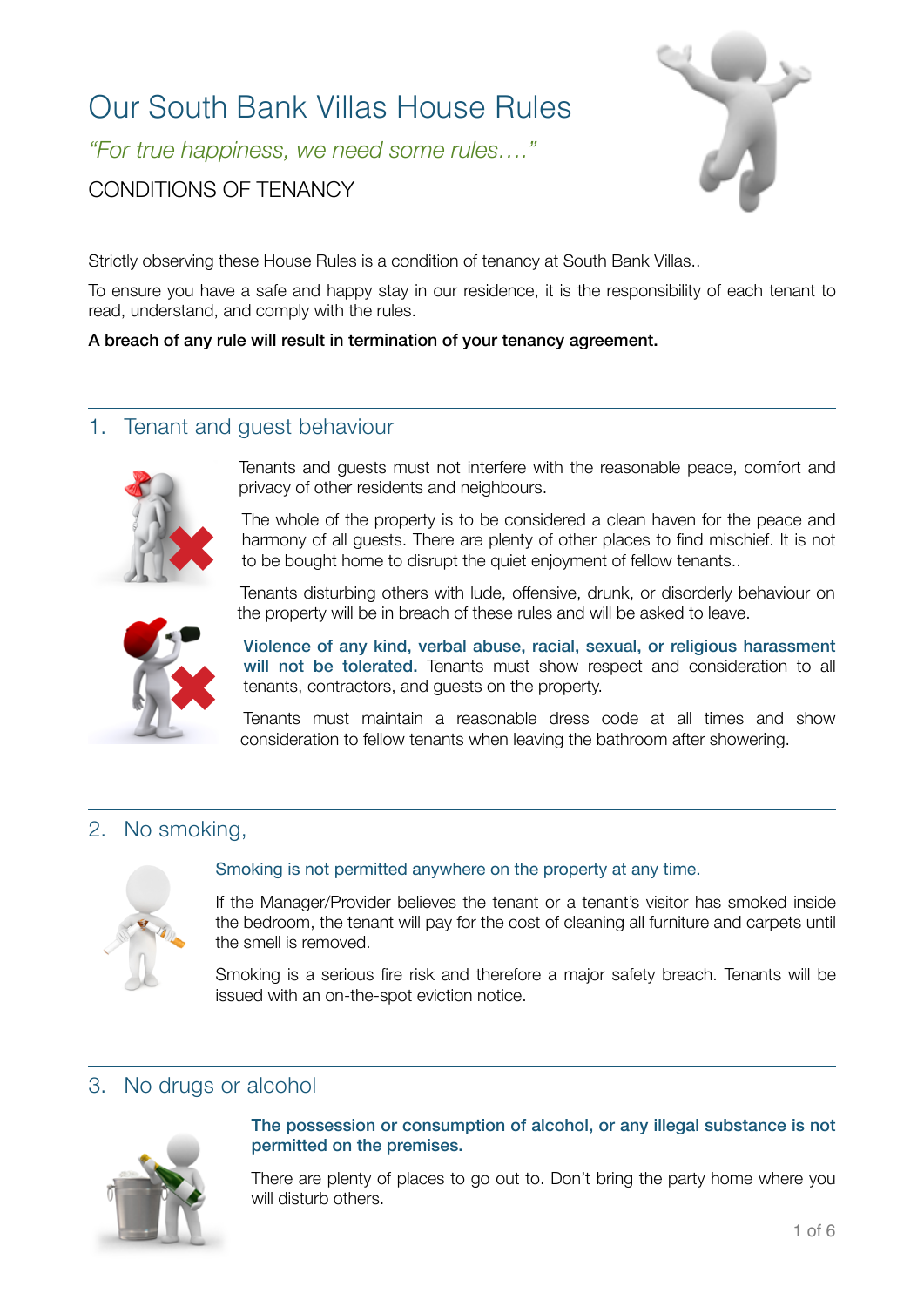# Our South Bank Villas House Rules

*"For true happiness, we need some rules…."*

CONDITIONS OF TENANCY

Strictly observing these House Rules is a condition of tenancy at South Bank Villas..

To ensure you have a safe and happy stay in our residence, it is the responsibility of each tenant to read, understand, and comply with the rules.

**A breach of any rule will result in termination of your tenancy agreement.**

## 1. Tenant and guest behaviour

Tenants and guests must not interfere with the reasonable peace, comfort and privacy of other residents and neighbours.

The whole of the property is to be considered a clean haven for the peace and harmony of all guests. There are plenty of other places to find mischief. It is not to be bought home to disrupt the quiet enjoyment of fellow tenants..

Tenants disturbing others with lude, offensive, drunk, or disorderly behaviour on the property will be in breach of these rules and will be asked to leave.

**Violence of any kind, verbal abuse, racial, sexual, or religious harassment will not be tolerated.** Tenants must show respect and consideration to all tenants, contractors, and guests on the property.

Tenants must maintain a reasonable dress code at all times and show consideration to fellow tenants when leaving the bathroom after showering.

## 2. No smoking,

Smoking is not permitted anywhere on the property at any time.

If the Manager/Provider believes the tenant or a tenant's visitor has smoked inside the bedroom, the tenant will pay for the cost of cleaning all furniture and carpets until the smell is removed.

Smoking is a serious fire risk and therefore a major safety breach. Tenants will be issued with an on-the-spot eviction notice.

## 3. No drugs or alcohol

**The possession or consumption of alcohol, or any illegal substance is not permitted on the premises.**

There are plenty of places to go out to. Don't bring the party home where you will disturb others.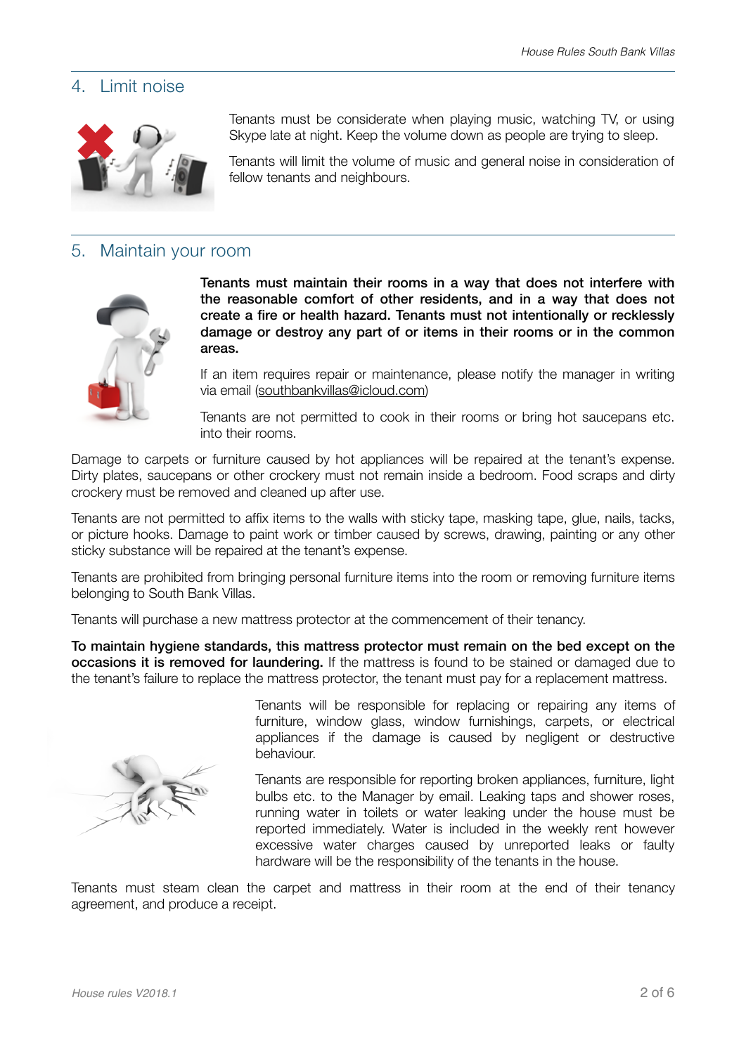## 4. Limit noise

Tenants must be considerate when playing music, watching TV, or using Skype late at night. Keep the volume down as people are trying to sleep.

Tenants will limit the volume of music and general noise in consideration of fellow tenants and neighbours.

## 5. Maintain your room

**Tenants must maintain their rooms in a way that does not interfere with the reasonable comfort of other residents, and in a way that does not create a fire or health hazard. Tenants must not intentionally or recklessly damage or destroy any part of or items in their rooms or in the common areas.**

If an item requires repair or maintenance, please notify the manager in writing via email (southbankvillas@icloud.com)

Tenants are not permitted to cook in their rooms or bring hot saucepans etc. into their rooms.

Damage to carpets or furniture caused by hot appliances will be repaired at the tenant's expense. Dirty plates, saucepans or other crockery must not remain inside a bedroom. Food scraps and dirty crockery must be removed and cleaned up after use.

Tenants are not permitted to affix items to the walls with sticky tape, masking tape, glue, nails, tacks, or picture hooks. Damage to paint work or timber caused by screws, drawing, painting or any other sticky substance will be repaired at the tenant's expense.

Tenants are prohibited from bringing personal furniture items into the room or removing furniture items belonging to South Bank Villas.

Tenants will purchase a new mattress protector at the commencement of their tenancy.

**To maintain hygiene standards, this mattress protector must remain on the bed except on the occasions it is removed for laundering.** If the mattress is found to be stained or damaged due to the tenant's failure to replace the mattress protector, the tenant must pay for a replacement mattress.

Tenants will be responsible for replacing or repairing any items of furniture, window glass, window furnishings, carpets, or electrical appliances if the damage is caused by negligent or destructive behaviour.

Tenants are responsible for reporting broken appliances, furniture, light bulbs etc. to the Manager by email. Leaking taps and shower roses, running water in toilets or water leaking under the house must be reported immediately. Water is included in the weekly rent however excessive water charges caused by unreported leaks or faulty hardware will be the responsibility of the tenants in the house.

Tenants must steam clean the carpet and mattress in their room at the end of their tenancy agreement, and produce a receipt.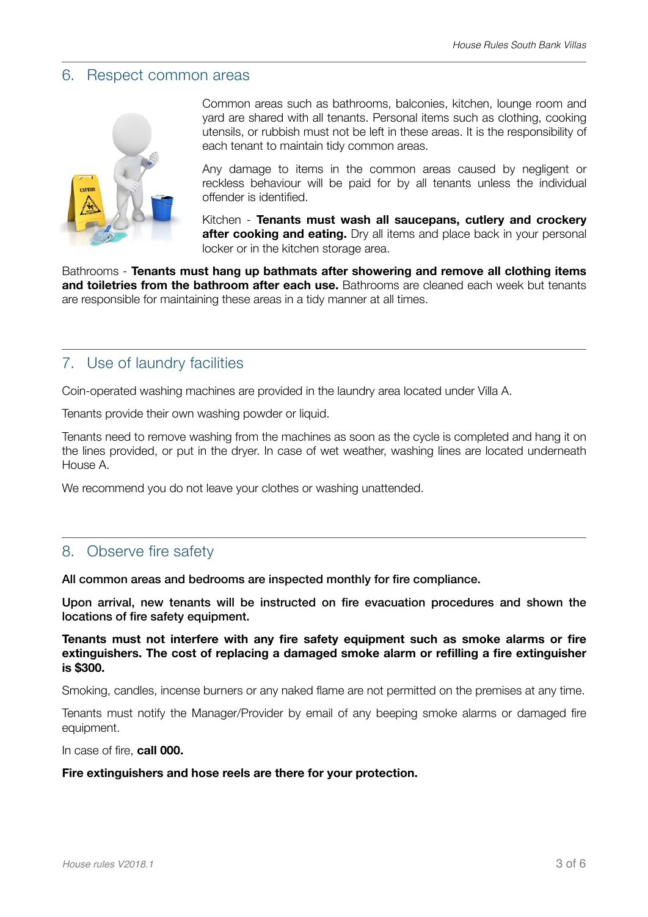## 6. Respect common areas

Common areas such as bathrooms, balconies, kitchen, lounge room and yard are shared with all tenants. Personal items such as clothing, cooking utensils, or rubbish must not be left in these areas. It is the responsibility of each tenant to maintain tidy common areas.

Any damage to items in the common areas caused by negligent or reckless behaviour will be paid for by all tenants unless the individual offender is identified.

Kitchen - **Tenants must wash all saucepans, cutlery and crockery after cooking and eating.** Dry all items and place back in your personal locker or in the kitchen storage area.

Bathrooms - **Tenants must hang up bathmats after showering and remove all clothing items and toiletries from the bathroom after each use.** Bathrooms are cleaned each week but tenants are responsible for maintaining these areas in a tidy manner at all times.

## 7. Use of laundry facilities

Coin-operated washing machines are provided in the laundry area located under Villa A.

Tenants provide their own washing powder or liquid.

Tenants need to remove washing from the machines as soon as the cycle is completed and hang it on the lines provided, or put in the dryer. In case of wet weather, washing lines are located underneath House A.

We recommend you do not leave your clothes or washing unattended.

## 8. Observe fire safety

**All common areas and bedrooms are inspected monthly for fire compliance.**

**Upon arrival, new tenants will be instructed on fire evacuation procedures and shown the locations of fire safety equipment.**

**Tenants must not interfere with any fire safety equipment such as smoke alarms or fire extinguishers. The cost of replacing a damaged smoke alarm or refilling a fire extinguisher is $300.**

Smoking, candles, incense burners or any naked flame are not permitted on the premises at any time.

Tenants must notify the Manager/Provider by email of any beeping smoke alarms or damaged fire equipment.

In case of fire, **call 000.**

**Fire extinguishers and hose reels are there for your protection.**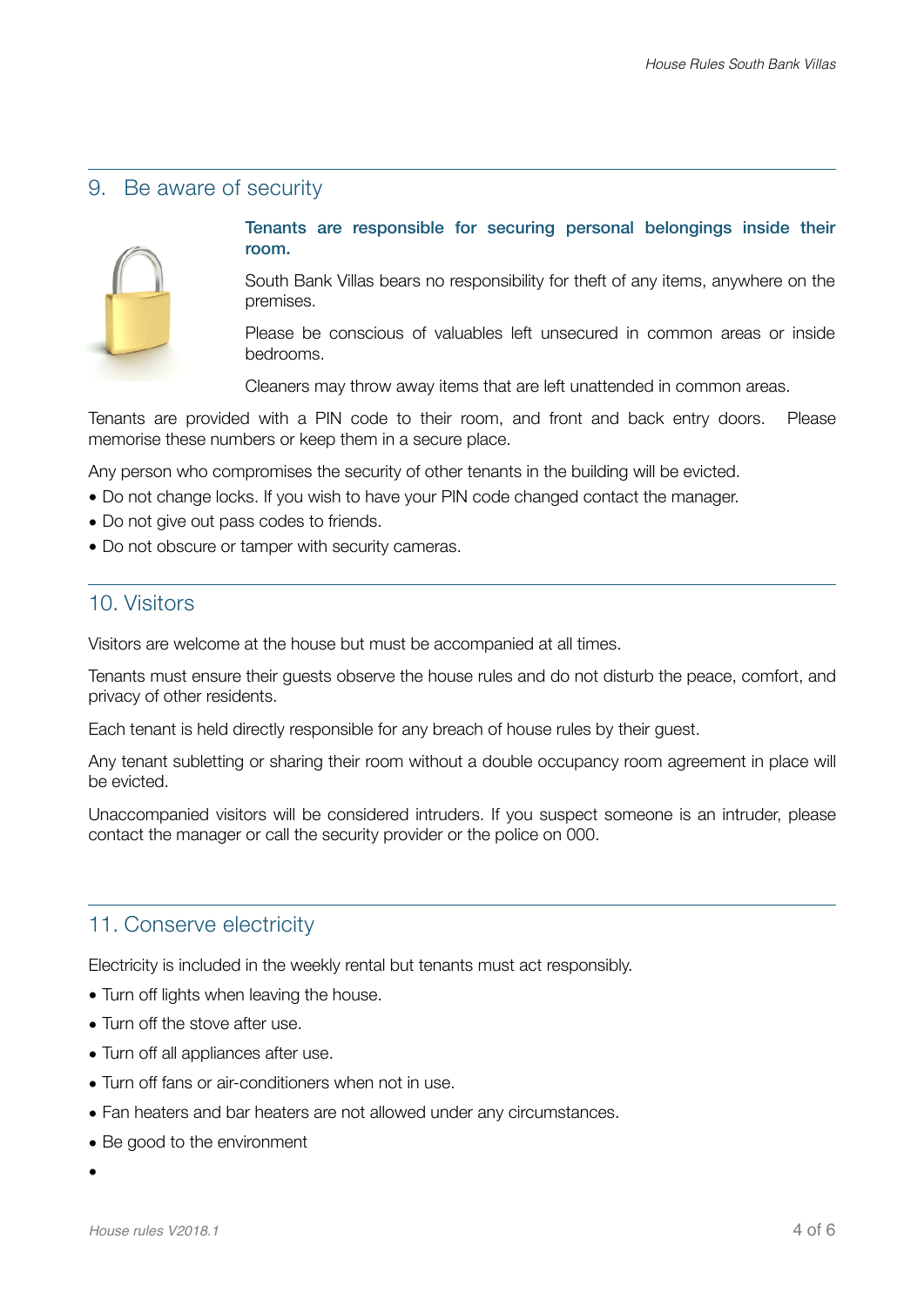## 9. Be aware of security

**Tenants are responsible for securing personal belongings inside their room.**

South Bank Villas bears no responsibility for theft of any items, anywhere on the premises.

Please be conscious of valuables left unsecured in common areas or inside bedrooms.

Cleaners may throw away items that are left unattended in common areas.

Tenants are provided with a PIN code to their room, and front and back entry doors. Please memorise these numbers or keep them in a secure place.

Any person who compromises the security of other tenants in the building will be evicted.

- Do not change locks. If you wish to have your PIN code changed contact the manager.
- Do not give out pass codes to friends.
- Do not obscure or tamper with security cameras.

## 10. Visitors

Visitors are welcome at the house but must be accompanied at all times.

Tenants must ensure their guests observe the house rules and do not disturb the peace, comfort, and privacy of other residents.

Each tenant is held directly responsible for any breach of house rules by their guest.

Any tenant subletting or sharing their room without a double occupancy room agreement in place will be evicted.

Unaccompanied visitors will be considered intruders. If you suspect someone is an intruder, please contact the manager or call the security provider or the police on 000.

## 11. Conserve electricity

Electricity is included in the weekly rental but tenants must act responsibly.

- Turn off lights when leaving the house.
- Turn off the stove after use.
- Turn off all appliances after use.
- Turn off fans or air-conditioners when not in use.
- Fan heaters and bar heaters are not allowed under any circumstances.
- Be good to the environment
- 

House rules V2018.1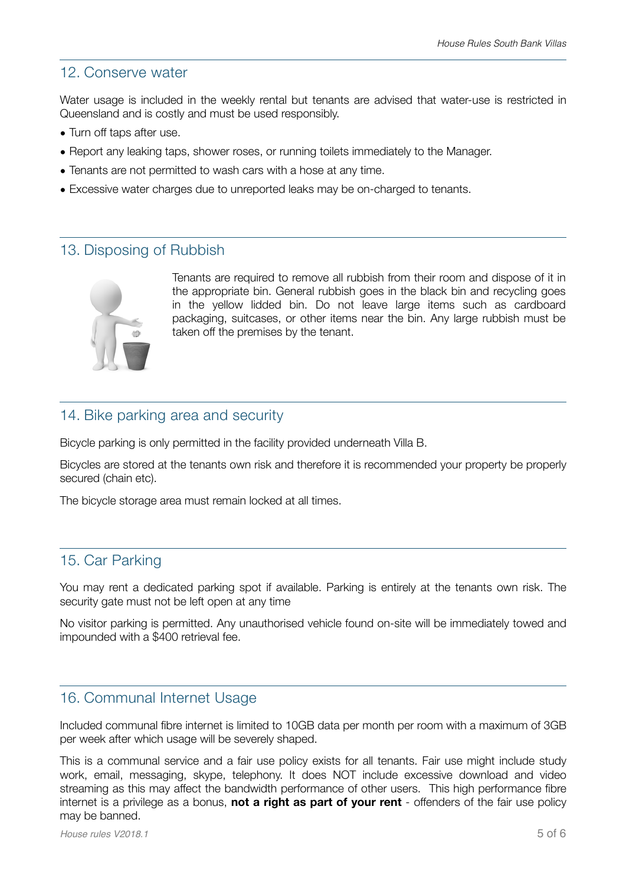## 12. Conserve water

Water usage is included in the weekly rental but tenants are advised that water-use is restricted in Queensland and is costly and must be used responsibly.

- Turn off taps after use.
- Report any leaking taps, shower roses, or running toilets immediately to the Manager.
- Tenants are not permitted to wash cars with a hose at any time.
- Excessive water charges due to unreported leaks may be on-charged to tenants.

## 13. Disposing of Rubbish

Tenants are required to remove all rubbish from their room and dispose of it in the appropriate bin. General rubbish goes in the black bin and recycling goes in the yellow lidded bin. Do not leave large items such as cardboard packaging, suitcases, or other items near the bin. Any large rubbish must be taken off the premises by the tenant.

## 14. Bike parking area and security

Bicycle parking is only permitted in the facility provided underneath Villa B.

Bicycles are stored at the tenants own risk and therefore it is recommended your property be properly secured (chain etc).

The bicycle storage area must remain locked at all times.

## 15. Car Parking

You may rent a dedicated parking spot if available. Parking is entirely at the tenants own risk. The security gate must not be left open at any time

No visitor parking is permitted. Any unauthorised vehicle found on-site will be immediately towed and impounded with a $400 retrieval fee.

## 16. Communal Internet Usage

Included communal fibre internet is limited to 10GB data per month per room with a maximum of 3GB per week after which usage will be severely shaped.

This is a communal service and a fair use policy exists for all tenants. Fair use might include study work, email, messaging, skype, telephony. It does NOT include excessive download and video streaming as this may affect the bandwidth performance of other users. This high performance fibre internet is a privilege as a bonus, **not a right as part of your rent** - offenders of the fair use policy may be banned.

*House rules V2018.1*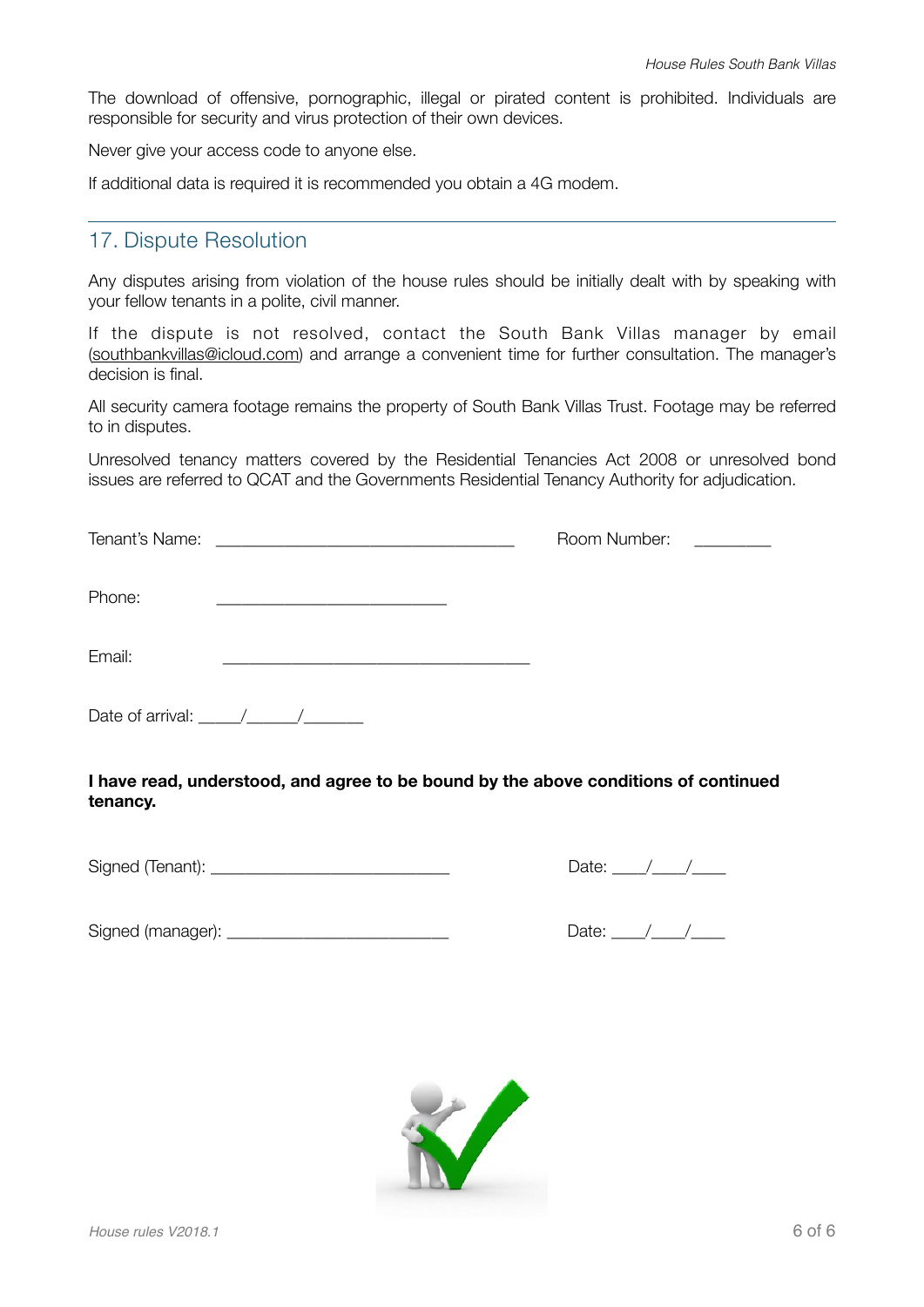The download of offensive, pornographic, illegal or pirated content is prohibited. Individuals are responsible for security and virus protection of their own devices.

Never give your access code to anyone else.

If additional data is required it is recommended you obtain a 4G modem.

## 17. Dispute Resolution

Any disputes arising from violation of the house rules should be initially dealt with by speaking with your fellow tenants in a polite, civil manner.

If the dispute is not resolved, contact the South Bank Villas manager by email (southbankvillas@icloud.com) and arrange a convenient time for further consultation. The manager's decision is final.

All security camera footage remains the property of South Bank Villas Trust. Footage may be referred to in disputes.

Unresolved tenancy matters covered by the Residential Tenancies Act 2008 or unresolved bond issues are referred to QCAT and the Governments Residential Tenancy Authority for adjudication.

Tenant's Name: _________________________________ Room Number: ________

Phone: _________________________

Email: _________________________________

Date of arrival: _____/______/_______

**I have read, understood, and agree to be bound by the above conditions of continued tenancy.**

Signed (Tenant): __________________________ Date: ____/____/____

Signed (manager): ________________________ Date: ____/____/____